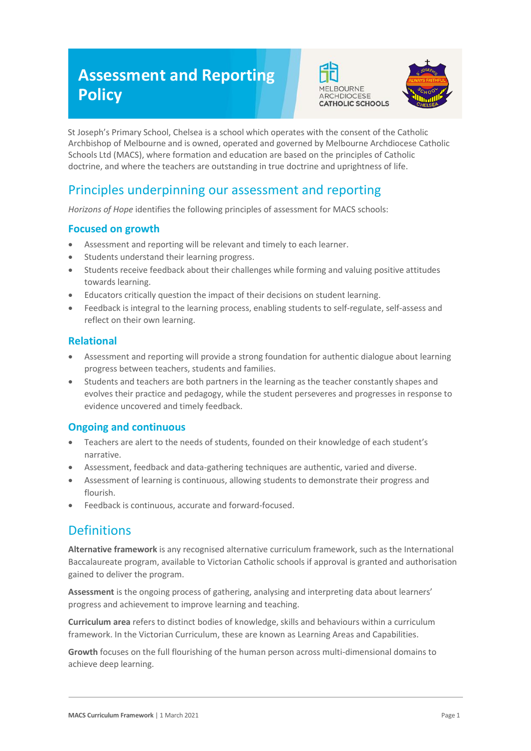# Assessment and Reporting Policy

St Joseph's Primary School, Chelsea is a school which operates with the consent of the Catholic Archbishop of Melbourne and is owned, operated and governed by Melbourne Archdiocese Catholic Schools Ltd (MACS), where formation and education are based on the principles of Catholic doctrine, and where the teachers are outstanding in true doctrine and uprightness of life.

## Principles underpinning our assessment and reporting

*Horizons of Hope* identifies the following principles of assessment for MACS schools:

### Focused on growth

- Assessment and reporting will be relevant and timely to each learner.
- Students understand their learning progress.
- Students receive feedback about their challenges while forming and valuing positive attitudes towards learning.
- Educators critically question the impact of their decisions on student learning.
- Feedback is integral to the learning process, enabling students to self-regulate, self-assess and reflect on their own learning.

### Relational

- Assessment and reporting will provide a strong foundation for authentic dialogue about learning progress between teachers, students and families.
- Students and teachers are both partners in the learning as the teacher constantly shapes and evolves their practice and pedagogy, while the student perseveres and progresses in response to evidence uncovered and timely feedback.

### Ongoing and continuous

- Teachers are alert to the needs of students, founded on their knowledge of each student's narrative.
- Assessment, feedback and data-gathering techniques are authentic, varied and diverse.
- Assessment of learning is continuous, allowing students to demonstrate their progress and flourish.
- Feedback is continuous, accurate and forward-focused.

## Definitions

**Alternative framework** is any recognised alternative curriculum framework, such as the International Baccalaureate program, available to Victorian Catholic schools if approval is granted and authorisation gained to deliver the program.

**Assessment** is the ongoing process of gathering, analysing and interpreting data about learners' progress and achievement to improve learning and teaching.

**Curriculum area** refers to distinct bodies of knowledge, skills and behaviours within a curriculum framework. In the Victorian Curriculum, these are known as Learning Areas and Capabilities.

**Growth** focuses on the full flourishing of the human person across multi-dimensional domains to achieve deep learning.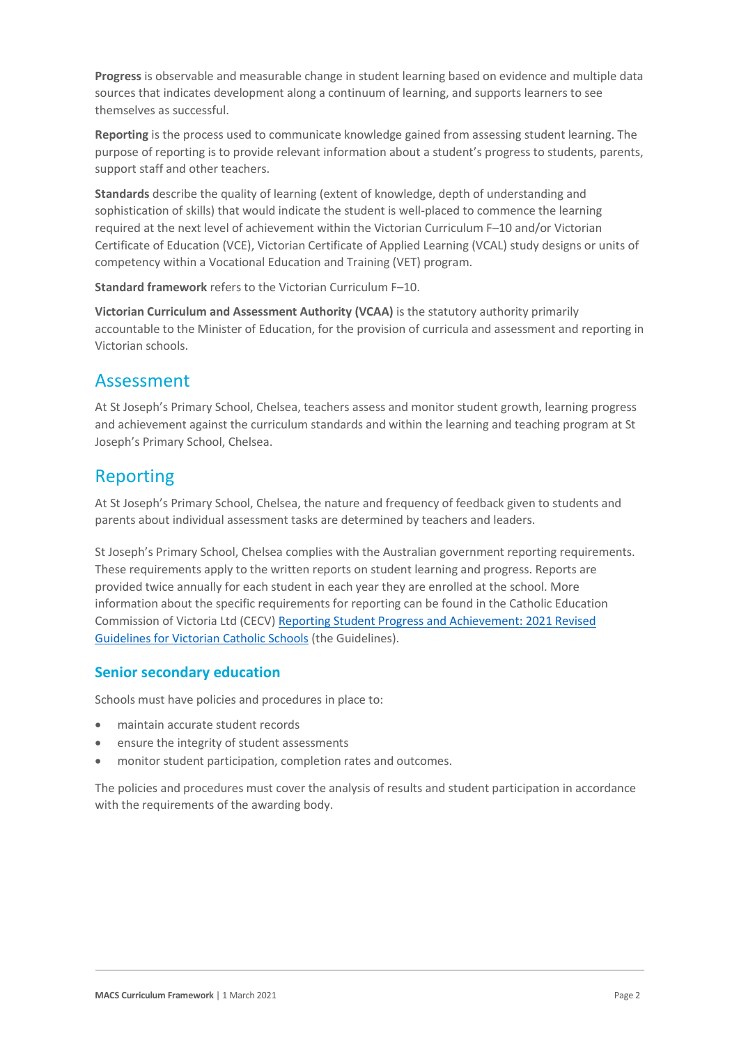**Progress** is observable and measurable change in student learning based on evidence and multiple data sources that indicates development along a continuum of learning, and supports learners to see themselves as successful.

**Reporting** is the process used to communicate knowledge gained from assessing student learning. The purpose of reporting is to provide relevant information about a student's progress to students, parents, support staff and other teachers.

**Standards** describe the quality of learning (extent of knowledge, depth of understanding and sophistication of skills) that would indicate the student is well-placed to commence the learning required at the next level of achievement within the Victorian Curriculum F–10 and/or Victorian Certificate of Education (VCE), Victorian Certificate of Applied Learning (VCAL) study designs or units of competency within a Vocational Education and Training (VET) program.

**Standard framework** refers to the Victorian Curriculum F–10.

**Victorian Curriculum and Assessment Authority (VCAA)** is the statutory authority primarily accountable to the Minister of Education, for the provision of curricula and assessment and reporting in Victorian schools.

## Assessment

At St Joseph's Primary School, Chelsea, teachers assess and monitor student growth, learning progress and achievement against the curriculum standards and within the learning and teaching program at St Joseph's Primary School, Chelsea.

## Reporting

At St Joseph's Primary School, Chelsea, the nature and frequency of feedback given to students and parents about individual assessment tasks are determined by teachers and leaders.

St Joseph's Primary School, Chelsea complies with the Australian government reporting requirements. These requirements apply to the written reports on student learning and progress. Reports are provided twice annually for each student in each year they are enrolled at the school. More information about the specific requirements for reporting can be found in the Catholic Education Commission of Victoria Ltd (CECV) Reporting Student Progress and Achievement: 2021 Revised Guidelines for Victorian Catholic Schools (the Guidelines).

### Senior secondary education

Schools must have policies and procedures in place to:

- maintain accurate student records
- ensure the integrity of student assessments
- monitor student participation, completion rates and outcomes.

The policies and procedures must cover the analysis of results and student participation in accordance with the requirements of the awarding body.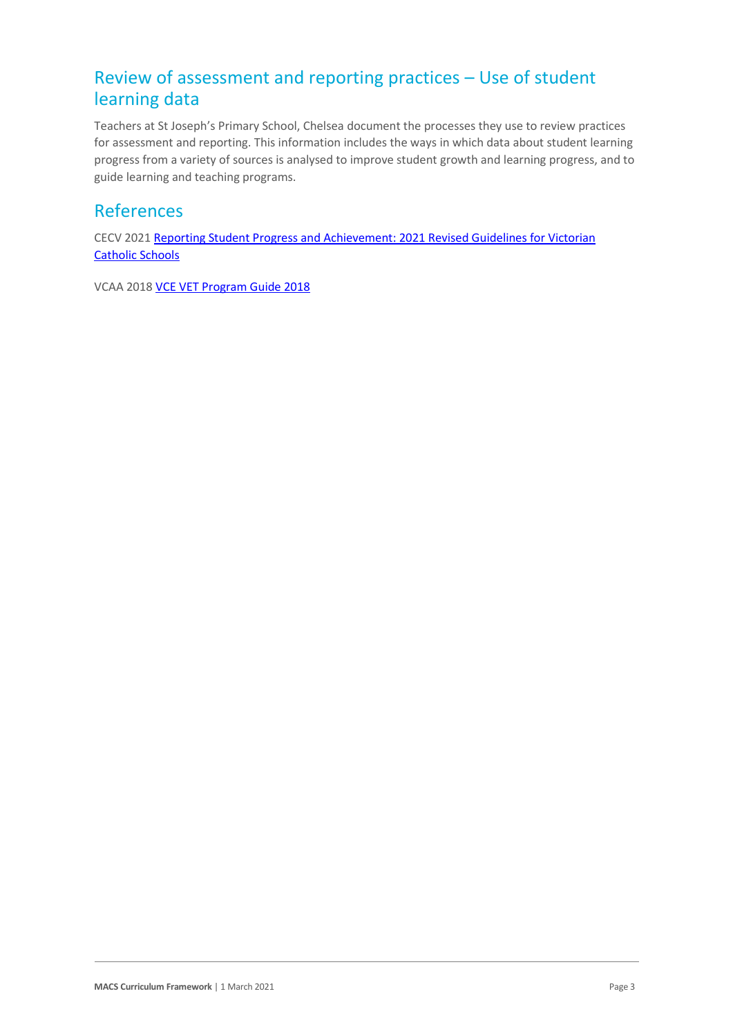## Review of assessment and reporting practices – Use of student learning data

Teachers at St Joseph's Primary School, Chelsea document the processes they use to review practices for assessment and reporting. This information includes the ways in which data about student learning progress from a variety of sources is analysed to improve student growth and learning progress, and to guide learning and teaching programs.

## References

CECV 2021 Reporting Student Progress and Achievement: 2021 Revised Guidelines for Victorian Catholic Schools

VCAA 2018 VCE VET Program Guide 2018